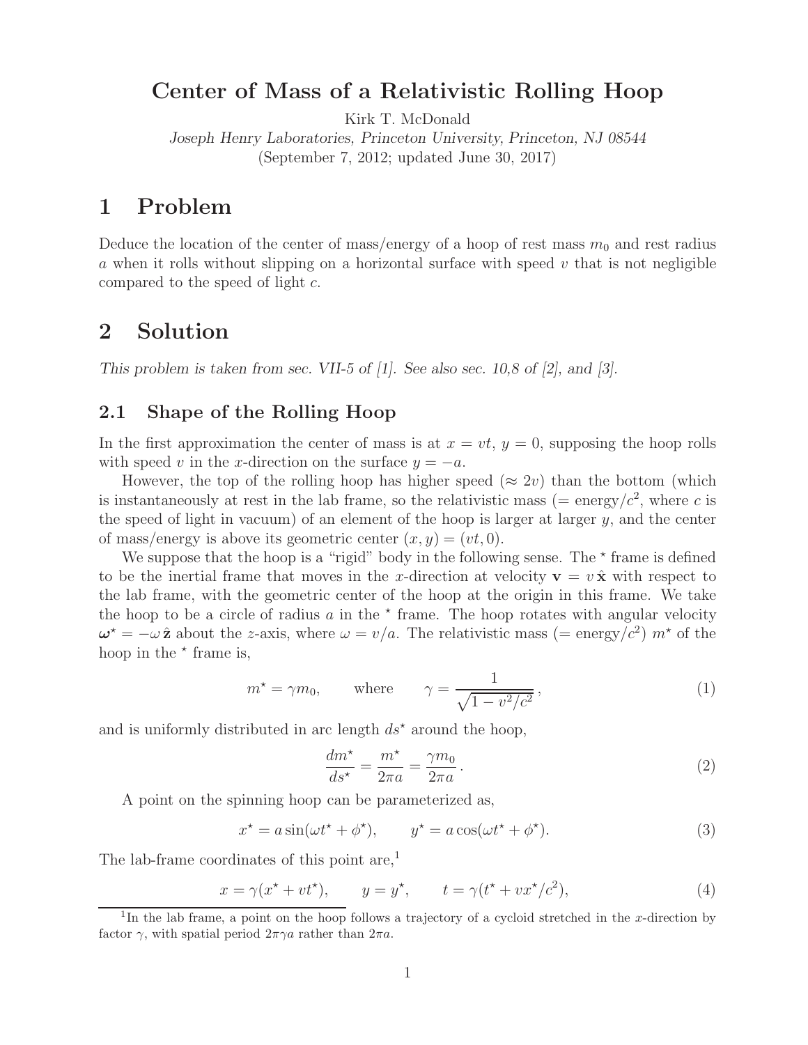# Center of Mass of a Relativistic Rolling Hoop

Kirk T. McDonald

*Joseph Henry Laboratories, Princeton University, Princeton, NJ 08544*

(September 7, 2012; updated June 30, 2017)

## 1 Problem

Deduce the location of the center of mass/energy of a hoop of rest mass $m_0$ and rest radius $a$ when it rolls without slipping on a horizontal surface with speed $v$ that is not negligible compared to the speed of light $c$.

## 2 Solution

*This problem is taken from sec. VII-5 of [1]. See also sec. 10,8 of [2], and [3].*

### 2.1 Shape of the Rolling Hoop

In the first approximation the center of mass is at $x = vt$, $y = 0$, supposing the hoop rolls with speed $v$ in the $x$-direction on the surface $y = -a$.

However, the top of the rolling hoop has higher speed ($\approx 2v$) than the bottom (which is instantaneously at rest in the lab frame, so the relativistic mass ($=$ energy$/c^2$, where $c$ is the speed of light in vacuum) of an element of the hoop is larger at larger $y$, and the center of mass/energy is above its geometric center $(x, y) = (vt, 0)$.

We suppose that the hoop is a "rigid" body in the following sense. The $^\star$ frame is defined to be the inertial frame that moves in the $x$-direction at velocity $\mathbf{v} = v\,\hat{\mathbf{x}}$ with respect to the lab frame, with the geometric center of the hoop at the origin in this frame. We take the hoop to be a circle of radius $a$ in the $^\star$ frame. The hoop rotates with angular velocity $\boldsymbol{\omega}^\star = -\omega\,\hat{\mathbf{z}}$ about the $z$-axis, where $\omega = v/a$. The relativistic mass ($=$ energy$/c^2$) $m^\star$ of the hoop in the $^\star$ frame is,

$$m^\star = \gamma m_0, \qquad \text{where} \qquad \gamma = \frac{1}{\sqrt{1 - v^2/c^2}}\,, \tag{1}$$

and is uniformly distributed in arc length $ds^\star$ around the hoop,

$$\frac{dm^\star}{ds^\star} = \frac{m^\star}{2\pi a} = \frac{\gamma m_0}{2\pi a}\,. \tag{2}$$

A point on the spinning hoop can be parameterized as,

$$x^\star = a\sin(\omega t^\star + \phi^\star), \qquad y^\star = a\cos(\omega t^\star + \phi^\star). \tag{3}$$

The lab-frame coordinates of this point are,[1]

$$x = \gamma(x^\star + vt^\star), \qquad y = y^\star, \qquad t = \gamma(t^\star + vx^\star/c^2), \tag{4}$$

[1] In the lab frame, a point on the hoop follows a trajectory of a cycloid stretched in the $x$-direction by factor $\gamma$, with spatial period $2\pi\gamma a$ rather than $2\pi a$.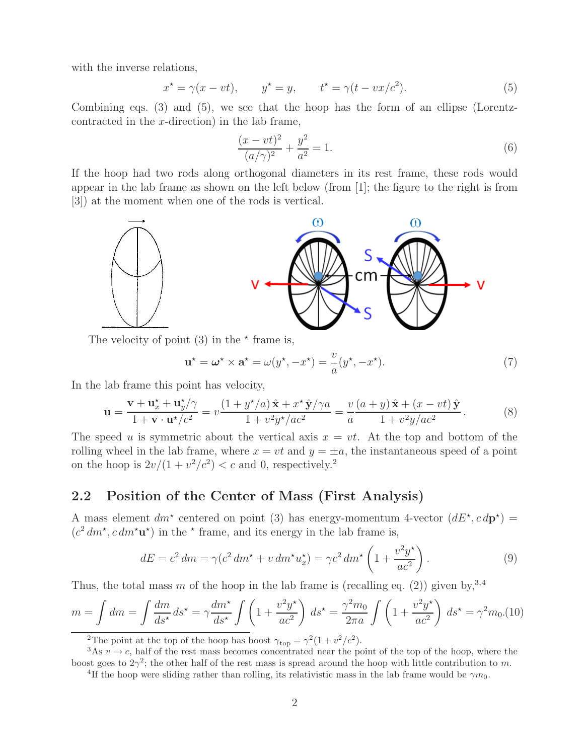with the inverse relations,

$$x^\star = \gamma(x - vt), \qquad y^\star = y, \qquad t^\star = \gamma(t - vx/c^2). \tag{5}$$

Combining eqs. (3) and (5), we see that the hoop has the form of an ellipse (Lorentz-contracted in the $x$-direction) in the lab frame,

$$\frac{(x - vt)^2}{(a/\gamma)^2} + \frac{y^2}{a^2} = 1. \tag{6}$$

If the hoop had two rods along orthogonal diameters in its rest frame, these rods would appear in the lab frame as shown on the left below (from [1]; the figure to the right is from [3]) at the moment when one of the rods is vertical.

The velocity of point (3) in the $^\star$ frame is,

$$\mathbf{u}^\star = \boldsymbol{\omega}^\star \times \mathbf{a}^\star = \omega(y^\star, -x^\star) = \frac{v}{a}(y^\star, -x^\star). \tag{7}$$

In the lab frame this point has velocity,

$$\mathbf{u} = \frac{\mathbf{v} + \mathbf{u}_x^\star + \mathbf{u}_y^\star/\gamma}{1 + \mathbf{v}\cdot\mathbf{u}^\star/c^2} = v\frac{(1 + y^\star/a)\,\hat{\mathbf{x}} + x^\star\,\hat{\mathbf{y}}/\gamma a}{1 + v^2 y^\star/ac^2} = \frac{v}{a}\frac{(a + y)\,\hat{\mathbf{x}} + (x - vt)\,\hat{\mathbf{y}}}{1 + v^2 y/ac^2}. \tag{8}$$

The speed $u$ is symmetric about the vertical axis $x = vt$. At the top and bottom of the rolling wheel in the lab frame, where $x = vt$ and $y = \pm a$, the instantaneous speed of a point on the hoop is $2v/(1 + v^2/c^2) < c$ and 0, respectively.[2]

## 2.2 Position of the Center of Mass (First Analysis)

A mass element $dm^\star$ centered on point (3) has energy-momentum 4-vector $(dE^\star, c\,d\mathbf{p}^\star) = (c^2\,dm^\star, c\,dm^\star\mathbf{u}^\star)$ in the $^\star$ frame, and its energy in the lab frame is,

$$dE = c^2\,dm = \gamma(c^2\,dm^\star + v\,dm^\star u_x^\star) = \gamma c^2\,dm^\star\left(1 + \frac{v^2 y^\star}{ac^2}\right). \tag{9}$$

Thus, the total mass $m$ of the hoop in the lab frame is (recalling eq. (2)) given by,[3,4]

$$m = \int dm = \int \frac{dm}{ds^\star}\,ds^\star = \gamma\frac{dm^\star}{ds^\star}\int\left(1 + \frac{v^2 y^\star}{ac^2}\right)\,ds^\star = \frac{\gamma^2 m_0}{2\pi a}\int\left(1 + \frac{v^2 y^\star}{ac^2}\right)\,ds^\star = \gamma^2 m_0. \tag{10}$$

[2] The point at the top of the hoop has boost $\gamma_{\rm top} = \gamma^2(1 + v^2/c^2)$.

[3] As $v \to c$, half of the rest mass becomes concentrated near the point of the top of the hoop, where the boost goes to $2\gamma^2$; the other half of the rest mass is spread around the hoop with little contribution to $m$.

[4] If the hoop were sliding rather than rolling, its relativistic mass in the lab frame would be $\gamma m_0$.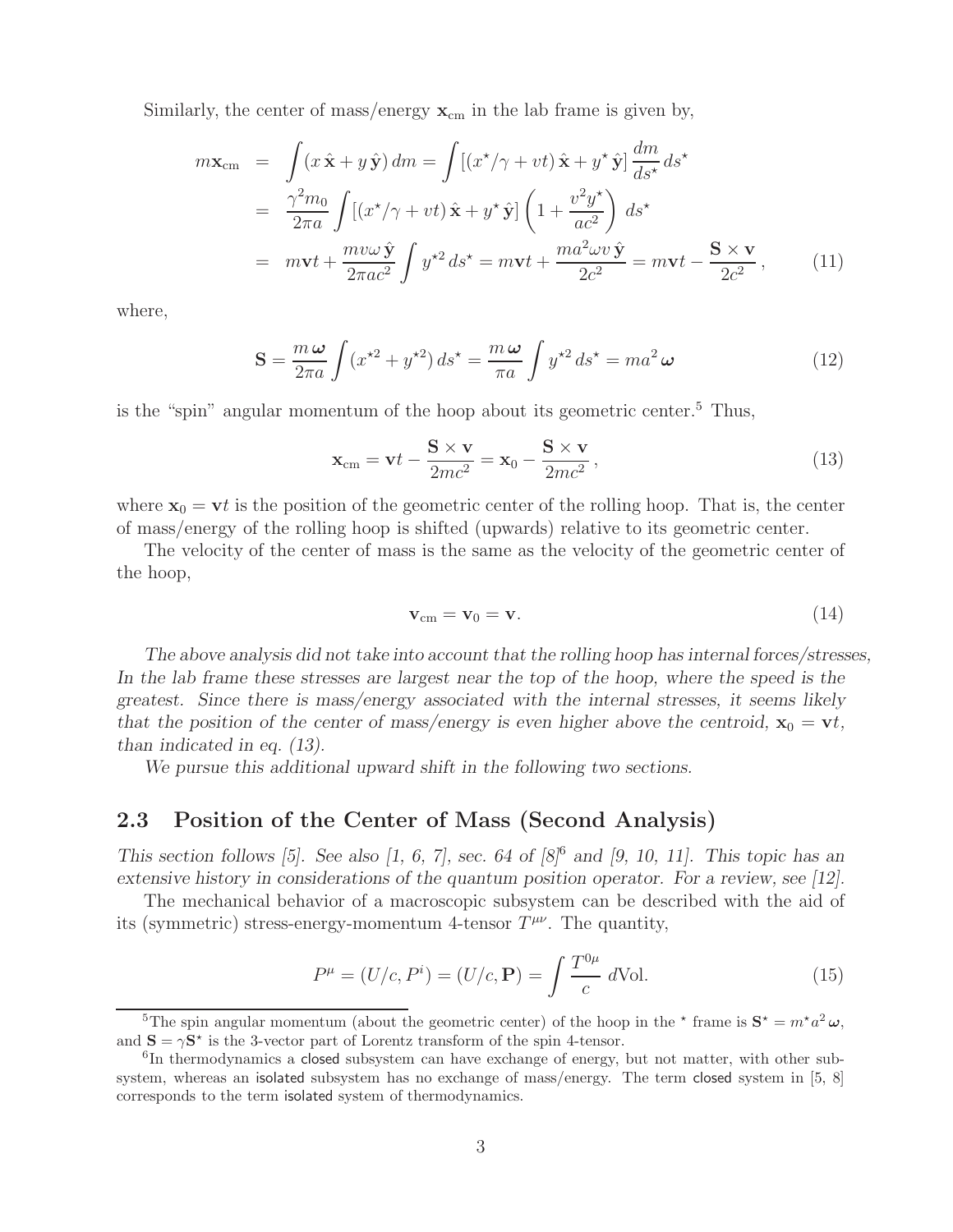Similarly, the center of mass/energy $\mathbf{x}_{\rm cm}$ in the lab frame is given by,

$$
\begin{aligned}
m\mathbf{x}_{\rm cm} &= \int (x\,\hat{\mathbf{x}} + y\,\hat{\mathbf{y}})\,dm = \int [(x^\star/\gamma + vt)\,\hat{\mathbf{x}} + y^\star\,\hat{\mathbf{y}}]\,\frac{dm}{ds^\star}\,ds^\star \\
&= \frac{\gamma^2 m_0}{2\pi a}\int [(x^\star/\gamma + vt)\,\hat{\mathbf{x}} + y^\star\,\hat{\mathbf{y}}]\left(1 + \frac{v^2 y^\star}{ac^2}\right)\,ds^\star \\
&= m\mathbf{v}t + \frac{mv\omega\,\hat{\mathbf{y}}}{2\pi a c^2}\int y^{\star 2}\,ds^\star = m\mathbf{v}t + \frac{ma^2\omega v\,\hat{\mathbf{y}}}{2c^2} = m\mathbf{v}t - \frac{\mathbf{S}\times\mathbf{v}}{2c^2}\,, \qquad (11)
\end{aligned}
$$

where,

$$
\mathbf{S} = \frac{m\,\boldsymbol{\omega}}{2\pi a}\int (x^{\star 2} + y^{\star 2})\,ds^\star = \frac{m\,\boldsymbol{\omega}}{\pi a}\int y^{\star 2}\,ds^\star = ma^2\,\boldsymbol{\omega} \qquad (12)
$$

is the "spin" angular momentum of the hoop about its geometric center.[5] Thus,

$$
\mathbf{x}_{\rm cm} = \mathbf{v}t - \frac{\mathbf{S}\times\mathbf{v}}{2mc^2} = \mathbf{x}_0 - \frac{\mathbf{S}\times\mathbf{v}}{2mc^2}\,, \qquad (13)
$$

where $\mathbf{x}_0 = \mathbf{v}t$ is the position of the geometric center of the rolling hoop. That is, the center of mass/energy of the rolling hoop is shifted (upwards) relative to its geometric center.

The velocity of the center of mass is the same as the velocity of the geometric center of the hoop,

$$
\mathbf{v}_{\rm cm} = \mathbf{v}_0 = \mathbf{v}. \qquad (14)
$$

*The above analysis did not take into account that the rolling hoop has internal forces/stresses, In the lab frame these stresses are largest near the top of the hoop, where the speed is the greatest. Since there is mass/energy associated with the internal stresses, it seems likely that the position of the center of mass/energy is even higher above the centroid, $\mathbf{x}_0 = \mathbf{v}t$, than indicated in eq. (13).*

*We pursue this additional upward shift in the following two sections.*

## 2.3 Position of the Center of Mass (Second Analysis)

*This section follows [5]. See also [1, 6, 7], sec. 64 of [8][6] and [9, 10, 11]. This topic has an extensive history in considerations of the quantum position operator. For a review, see [12].*

The mechanical behavior of a macroscopic subsystem can be described with the aid of its (symmetric) stress-energy-momentum 4-tensor $T^{\mu\nu}$. The quantity,

$$
P^\mu = (U/c, P^i) = (U/c, \mathbf{P}) = \int \frac{T^{0\mu}}{c}\,d\text{Vol}. \qquad (15)
$$

[5]The spin angular momentum (about the geometric center) of the hoop in the $^\star$ frame is $\mathbf{S}^\star = m^\star a^2\,\boldsymbol{\omega}$, and $\mathbf{S} = \gamma\mathbf{S}^\star$ is the 3-vector part of Lorentz transform of the spin 4-tensor.

[6]In thermodynamics a closed subsystem can have exchange of energy, but not matter, with other subsystem, whereas an isolated subsystem has no exchange of mass/energy. The term closed system in [5, 8] corresponds to the term isolated system of thermodynamics.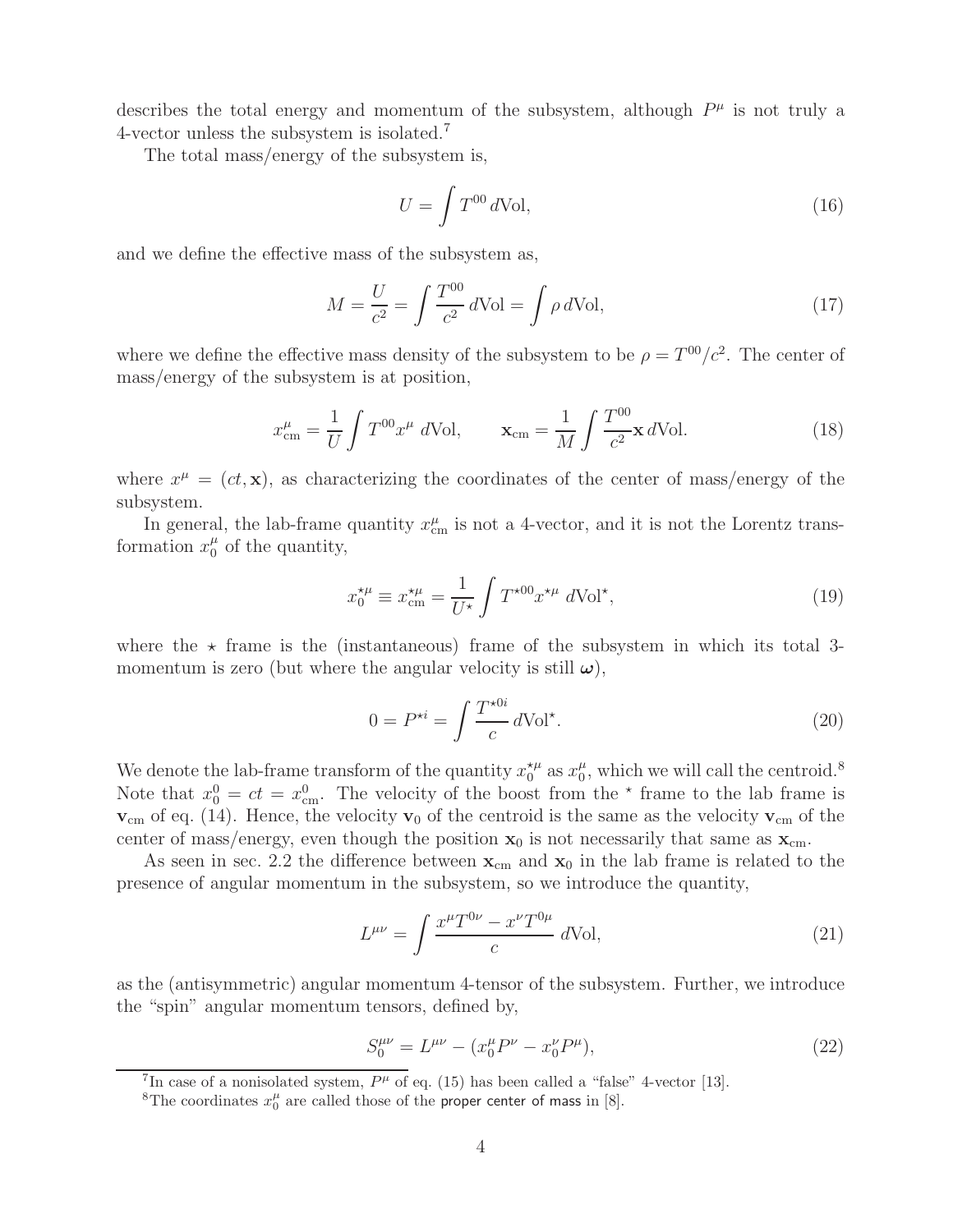describes the total energy and momentum of the subsystem, although $P^\mu$ is not truly a 4-vector unless the subsystem is isolated.[7]

The total mass/energy of the subsystem is,

$$U = \int T^{00}\, d\text{Vol}, \tag{16}$$

and we define the effective mass of the subsystem as,

$$M = \frac{U}{c^2} = \int \frac{T^{00}}{c^2}\, d\text{Vol} = \int \rho\, d\text{Vol}, \tag{17}$$

where we define the effective mass density of the subsystem to be $\rho = T^{00}/c^2$. The center of mass/energy of the subsystem is at position,

$$x^\mu_{\text{cm}} = \frac{1}{U}\int T^{00} x^\mu\ d\text{Vol}, \qquad \mathbf{x}_{\text{cm}} = \frac{1}{M}\int \frac{T^{00}}{c^2}\mathbf{x}\, d\text{Vol}. \tag{18}$$

where $x^\mu = (ct, \mathbf{x})$, as characterizing the coordinates of the center of mass/energy of the subsystem.

In general, the lab-frame quantity $x^\mu_{\text{cm}}$ is not a 4-vector, and it is not the Lorentz transformation $x^\mu_0$ of the quantity,

$$x^{\star\mu}_0 \equiv x^{\star\mu}_{\text{cm}} = \frac{1}{U^\star}\int T^{\star 00} x^{\star\mu}\ d\text{Vol}^\star, \tag{19}$$

where the $\star$ frame is the (instantaneous) frame of the subsystem in which its total 3-momentum is zero (but where the angular velocity is still $\boldsymbol{\omega}$),

$$0 = P^{\star i} = \int \frac{T^{\star 0i}}{c}\, d\text{Vol}^\star. \tag{20}$$

We denote the lab-frame transform of the quantity $x^{\star\mu}_0$ as $x^\mu_0$, which we will call the centroid.[8] Note that $x^0_0 = ct = x^0_{\text{cm}}$. The velocity of the boost from the $^\star$ frame to the lab frame is $\mathbf{v}_{\text{cm}}$ of eq. (14). Hence, the velocity $\mathbf{v}_0$ of the centroid is the same as the velocity $\mathbf{v}_{\text{cm}}$ of the center of mass/energy, even though the position $\mathbf{x}_0$ is not necessarily that same as $\mathbf{x}_{\text{cm}}$.

As seen in sec. 2.2 the difference between $\mathbf{x}_{\text{cm}}$ and $\mathbf{x}_0$ in the lab frame is related to the presence of angular momentum in the subsystem, so we introduce the quantity,

$$L^{\mu\nu} = \int \frac{x^\mu T^{0\nu} - x^\nu T^{0\mu}}{c}\ d\text{Vol}, \tag{21}$$

as the (antisymmetric) angular momentum 4-tensor of the subsystem. Further, we introduce the "spin" angular momentum tensors, defined by,

$$S^{\mu\nu}_0 = L^{\mu\nu} - (x^\mu_0 P^\nu - x^\nu_0 P^\mu), \tag{22}$$

---

[7] In case of a nonisolated system, $P^\mu$ of eq. (15) has been called a "false" 4-vector [13].

[8] The coordinates $x^\mu_0$ are called those of the proper center of mass in [8].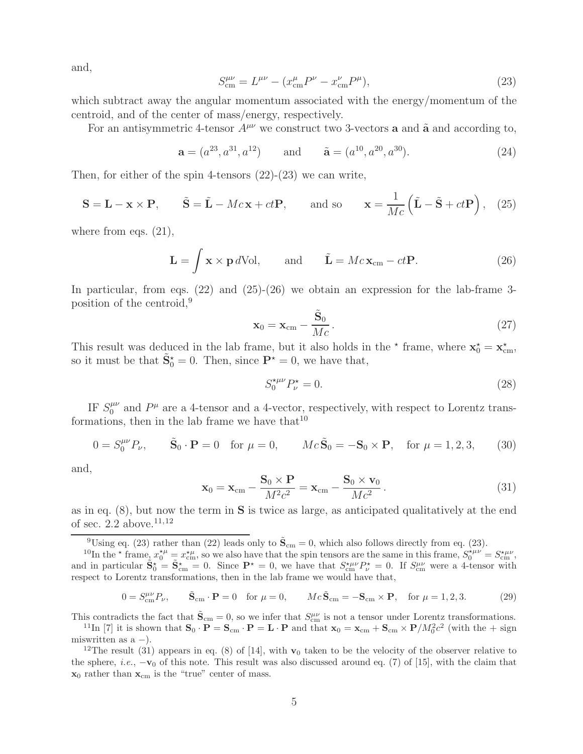and,

$$S^{\mu\nu}_{\rm cm} = L^{\mu\nu} - (x^{\mu}_{\rm cm} P^{\nu} - x^{\nu}_{\rm cm} P^{\mu}), \tag{23}$$

which subtract away the angular momentum associated with the energy/momentum of the centroid, and of the center of mass/energy, respectively.

For an antisymmetric 4-tensor $A^{\mu\nu}$ we construct two 3-vectors $\mathbf{a}$ and $\tilde{\mathbf{a}}$ and according to,

$$\mathbf{a} = (a^{23}, a^{31}, a^{12}) \qquad \text{and} \qquad \tilde{\mathbf{a}} = (a^{10}, a^{20}, a^{30}). \tag{24}$$

Then, for either of the spin 4-tensors (22)-(23) we can write,

$$\mathbf{S} = \mathbf{L} - \mathbf{x} \times \mathbf{P}, \qquad \tilde{\mathbf{S}} = \tilde{\mathbf{L}} - Mc\,\mathbf{x} + ct\mathbf{P}, \qquad \text{and so} \qquad \mathbf{x} = \frac{1}{Mc}\left(\tilde{\mathbf{L}} - \tilde{\mathbf{S}} + ct\mathbf{P}\right), \tag{25}$$

where from eqs. (21),

$$\mathbf{L} = \int \mathbf{x} \times \mathbf{p}\, d\text{Vol}, \qquad \text{and} \qquad \tilde{\mathbf{L}} = Mc\,\mathbf{x}_{\rm cm} - ct\mathbf{P}. \tag{26}$$

In particular, from eqs. (22) and (25)-(26) we obtain an expression for the lab-frame 3-position of the centroid,[9]

$$\mathbf{x}_0 = \mathbf{x}_{\rm cm} - \frac{\tilde{\mathbf{S}}_0}{Mc}. \tag{27}$$

This result was deduced in the lab frame, but it also holds in the $\star$ frame, where $\mathbf{x}^\star_0 = \mathbf{x}^\star_{\rm cm}$, so it must be that $\tilde{\mathbf{S}}^\star_0 = 0$. Then, since $\mathbf{P}^\star = 0$, we have that,

$$S^{\star\mu\nu}_0 P^\star_\nu = 0. \tag{28}$$

IF $S^{\mu\nu}_0$ and $P^\mu$ are a 4-tensor and a 4-vector, respectively, with respect to Lorentz transformations, then in the lab frame we have that[10]

$$0 = S^{\mu\nu}_0 P_\nu, \qquad \tilde{\mathbf{S}}_0 \cdot \mathbf{P} = 0 \quad \text{for } \mu = 0, \qquad Mc\,\tilde{\mathbf{S}}_0 = -\mathbf{S}_0 \times \mathbf{P}, \quad \text{for } \mu = 1,2,3, \tag{30}$$

and,

$$\mathbf{x}_0 = \mathbf{x}_{\rm cm} - \frac{\mathbf{S}_0 \times \mathbf{P}}{M^2c^2} = \mathbf{x}_{\rm cm} - \frac{\mathbf{S}_0 \times \mathbf{v}_0}{Mc^2}. \tag{31}$$

as in eq. (8), but now the term in $\mathbf{S}$ is twice as large, as anticipated qualitatively at the end of sec. 2.2 above.[11,12]

---

[9]Using eq. (23) rather than (22) leads only to $\tilde{\mathbf{S}}_{\rm cm} = 0$, which also follows directly from eq. (23).

[10]In the $\star$ frame, $x^{\star\mu}_0 = x^{\star\mu}_{\rm cm}$, so we also have that the spin tensors are the same in this frame, $S^{\star\mu\nu}_0 = S^{\star\mu\nu}_{\rm cm}$, and in particular $\tilde{\mathbf{S}}^\star_0 = \tilde{\mathbf{S}}^\star_{\rm cm} = 0$. Since $\mathbf{P}^\star = 0$, we have that $S^{\star\mu\nu}_{\rm cm} P^\star_\nu = 0$. If $S^{\mu\nu}_{\rm cm}$ were a 4-tensor with respect to Lorentz transformations, then in the lab frame we would have that,

$$0 = S^{\mu\nu}_{\rm cm} P_\nu, \qquad \tilde{\mathbf{S}}_{\rm cm} \cdot \mathbf{P} = 0 \quad \text{for } \mu = 0, \qquad Mc\,\tilde{\mathbf{S}}_{\rm cm} = -\mathbf{S}_{\rm cm} \times \mathbf{P}, \quad \text{for } \mu = 1,2,3. \tag{29}$$

This contradicts the fact that $\tilde{\mathbf{S}}_{\rm cm} = 0$, so we infer that $S^{\mu\nu}_{\rm cm}$ is not a tensor under Lorentz transformations.

[11]In [7] it is shown that $\mathbf{S}_0 \cdot \mathbf{P} = \mathbf{S}_{\rm cm} \cdot \mathbf{P} = \mathbf{L} \cdot \mathbf{P}$ and that $\mathbf{x}_0 = \mathbf{x}_{\rm cm} + \mathbf{S}_{\rm cm} \times \mathbf{P}/M_0^2c^2$ (with the + sign miswritten as a −).

[12]The result (31) appears in eq. (8) of [14], with $\mathbf{v}_0$ taken to be the velocity of the observer relative to the sphere, *i.e.*, $-\mathbf{v}_0$ of this note. This result was also discussed around eq. (7) of [15], with the claim that $\mathbf{x}_0$ rather than $\mathbf{x}_{\rm cm}$ is the "true" center of mass.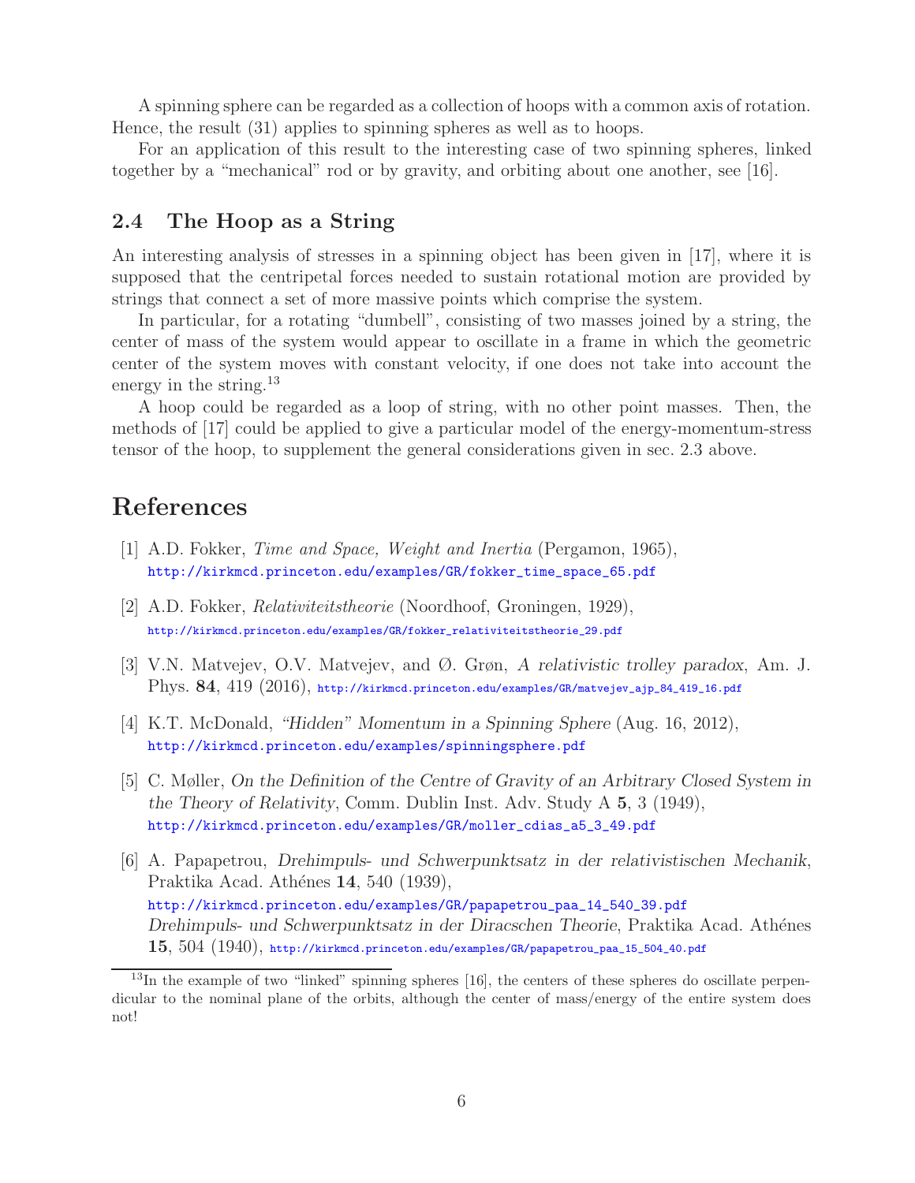A spinning sphere can be regarded as a collection of hoops with a common axis of rotation. Hence, the result (31) applies to spinning spheres as well as to hoops.

For an application of this result to the interesting case of two spinning spheres, linked together by a "mechanical" rod or by gravity, and orbiting about one another, see [16].

### 2.4 The Hoop as a String

An interesting analysis of stresses in a spinning object has been given in [17], where it is supposed that the centripetal forces needed to sustain rotational motion are provided by strings that connect a set of more massive points which comprise the system.

In particular, for a rotating "dumbell", consisting of two masses joined by a string, the center of mass of the system would appear to oscillate in a frame in which the geometric center of the system moves with constant velocity, if one does not take into account the energy in the string.[13]

A hoop could be regarded as a loop of string, with no other point masses. Then, the methods of [17] could be applied to give a particular model of the energy-momentum-stress tensor of the hoop, to supplement the general considerations given in sec. 2.3 above.

## References

[1] A.D. Fokker, *Time and Space, Weight and Inertia* (Pergamon, 1965), http://kirkmcd.princeton.edu/examples/GR/fokker_time_space_65.pdf

[2] A.D. Fokker, *Relativiteitstheorie* (Noordhoof, Groningen, 1929), http://kirkmcd.princeton.edu/examples/GR/fokker_relativiteitstheorie_29.pdf

[3] V.N. Matvejev, O.V. Matvejev, and Ø. Grøn, *A relativistic trolley paradox*, Am. J. Phys. **84**, 419 (2016), http://kirkmcd.princeton.edu/examples/GR/matvejev_ajp_84_419_16.pdf

[4] K.T. McDonald, *"Hidden" Momentum in a Spinning Sphere* (Aug. 16, 2012), http://kirkmcd.princeton.edu/examples/spinningsphere.pdf

[5] C. Møller, *On the Definition of the Centre of Gravity of an Arbitrary Closed System in the Theory of Relativity*, Comm. Dublin Inst. Adv. Study A **5**, 3 (1949), http://kirkmcd.princeton.edu/examples/GR/moller_cdias_a5_3_49.pdf

[6] A. Papapetrou, *Drehimpuls- und Schwerpunktsatz in der relativistischen Mechanik*, Praktika Acad. Athénes **14**, 540 (1939), http://kirkmcd.princeton.edu/examples/GR/papapetrou_paa_14_540_39.pdf
*Drehimpuls- und Schwerpunktsatz in der Diracschen Theorie*, Praktika Acad. Athénes **15**, 504 (1940), http://kirkmcd.princeton.edu/examples/GR/papapetrou_paa_15_504_40.pdf

---

[13] In the example of two "linked" spinning spheres [16], the centers of these spheres do oscillate perpendicular to the nominal plane of the orbits, although the center of mass/energy of the entire system does not!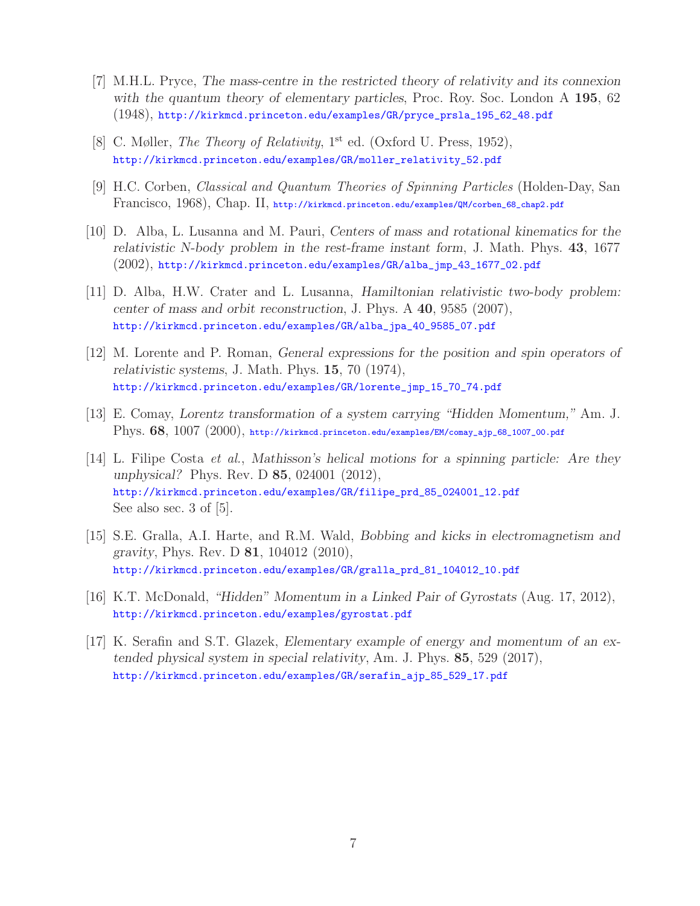[7] M.H.L. Pryce, *The mass-centre in the restricted theory of relativity and its connexion with the quantum theory of elementary particles*, Proc. Roy. Soc. London A **195**, 62 (1948), http://kirkmcd.princeton.edu/examples/GR/pryce_prsla_195_62_48.pdf

[8] C. Møller, *The Theory of Relativity*, 1st ed. (Oxford U. Press, 1952), http://kirkmcd.princeton.edu/examples/GR/moller_relativity_52.pdf

[9] H.C. Corben, *Classical and Quantum Theories of Spinning Particles* (Holden-Day, San Francisco, 1968), Chap. II, http://kirkmcd.princeton.edu/examples/QM/corben_68_chap2.pdf

[10] D. Alba, L. Lusanna and M. Pauri, *Centers of mass and rotational kinematics for the relativistic N-body problem in the rest-frame instant form*, J. Math. Phys. **43**, 1677 (2002), http://kirkmcd.princeton.edu/examples/GR/alba_jmp_43_1677_02.pdf

[11] D. Alba, H.W. Crater and L. Lusanna, *Hamiltonian relativistic two-body problem: center of mass and orbit reconstruction*, J. Phys. A **40**, 9585 (2007), http://kirkmcd.princeton.edu/examples/GR/alba_jpa_40_9585_07.pdf

[12] M. Lorente and P. Roman, *General expressions for the position and spin operators of relativistic systems*, J. Math. Phys. **15**, 70 (1974), http://kirkmcd.princeton.edu/examples/GR/lorente_jmp_15_70_74.pdf

[13] E. Comay, *Lorentz transformation of a system carrying "Hidden Momentum,"* Am. J. Phys. **68**, 1007 (2000), http://kirkmcd.princeton.edu/examples/EM/comay_ajp_68_1007_00.pdf

[14] L. Filipe Costa *et al.*, *Mathisson's helical motions for a spinning particle: Are they unphysical?* Phys. Rev. D **85**, 024001 (2012), http://kirkmcd.princeton.edu/examples/GR/filipe_prd_85_024001_12.pdf
See also sec. 3 of [5].

[15] S.E. Gralla, A.I. Harte, and R.M. Wald, *Bobbing and kicks in electromagnetism and gravity*, Phys. Rev. D **81**, 104012 (2010), http://kirkmcd.princeton.edu/examples/GR/gralla_prd_81_104012_10.pdf

[16] K.T. McDonald, *"Hidden" Momentum in a Linked Pair of Gyrostats* (Aug. 17, 2012), http://kirkmcd.princeton.edu/examples/gyrostat.pdf

[17] K. Serafin and S.T. Glazek, *Elementary example of energy and momentum of an extended physical system in special relativity*, Am. J. Phys. **85**, 529 (2017), http://kirkmcd.princeton.edu/examples/GR/serafin_ajp_85_529_17.pdf